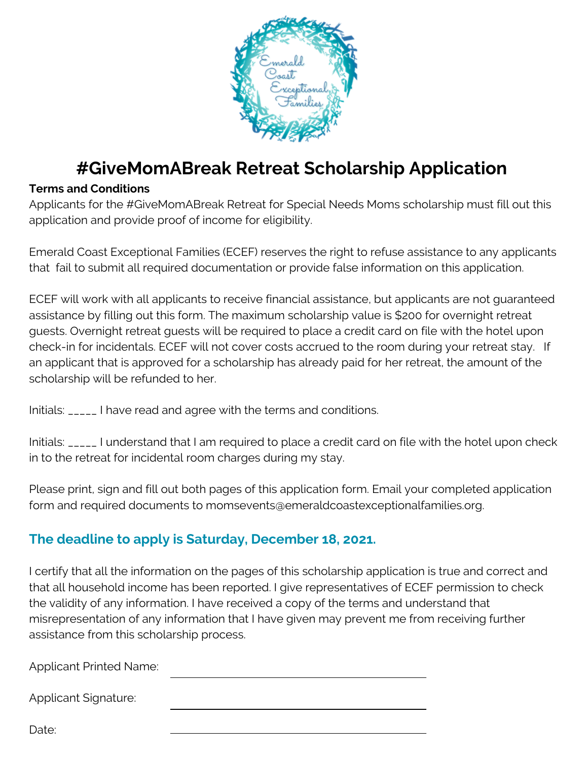Emerald Coast Exceptional Families

# #GiveMomABreak Retreat Scholarship Application

**Terms and Conditions**

Applicants for the #GiveMomABreak Retreat for Special Needs Moms scholarship must fill out this application and provide proof of income for eligibility.

Emerald Coast Exceptional Families (ECEF) reserves the right to refuse assistance to any applicants that fail to submit all required documentation or provide false information on this application.

ECEF will work with all applicants to receive financial assistance, but applicants are not guaranteed assistance by filling out this form. The maximum scholarship value is $200 for overnight retreat guests. Overnight retreat guests will be required to place a credit card on file with the hotel upon check-in for incidentals. ECEF will not cover costs accrued to the room during your retreat stay. If an applicant that is approved for a scholarship has already paid for her retreat, the amount of the scholarship will be refunded to her.

Initials: _____ I have read and agree with the terms and conditions.

Initials: _____ I understand that I am required to place a credit card on file with the hotel upon check in to the retreat for incidental room charges during my stay.

Please print, sign and fill out both pages of this application form. Email your completed application form and required documents to momsevents@emeraldcoastexceptionalfamilies.org.

**The deadline to apply is Saturday, December 18, 2021.**

I certify that all the information on the pages of this scholarship application is true and correct and that all household income has been reported. I give representatives of ECEF permission to check the validity of any information. I have received a copy of the terms and understand that misrepresentation of any information that I have given may prevent me from receiving further assistance from this scholarship process.

Applicant Printed Name: ______________________________

Applicant Signature: ______________________________

Date: ______________________________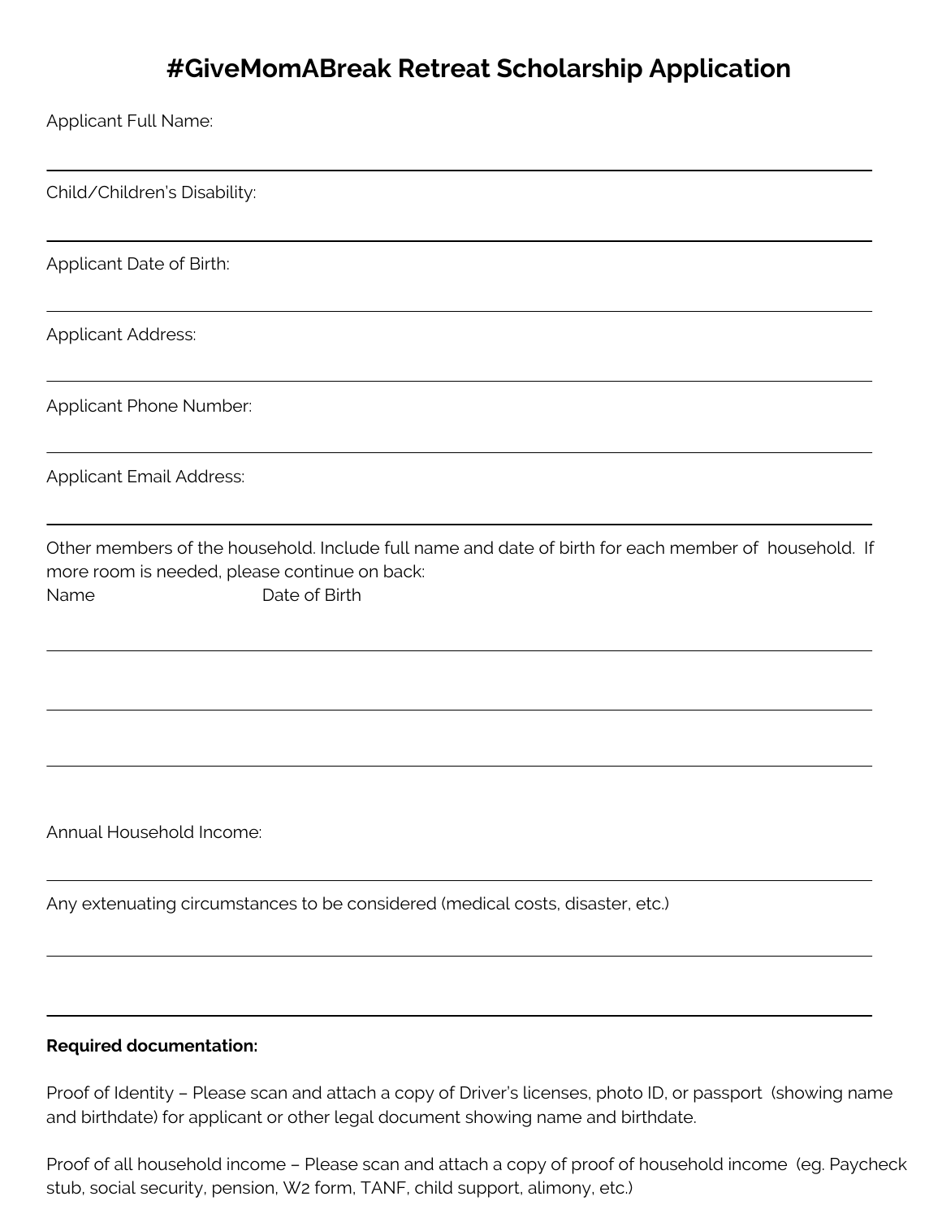# #GiveMomABreak Retreat Scholarship Application

Applicant Full Name:

---

Child/Children's Disability:

---

Applicant Date of Birth:

---

Applicant Address:

---

Applicant Phone Number:

---

Applicant Email Address:

---

Other members of the household. Include full name and date of birth for each member of household. If more room is needed, please continue on back:

Name Date of Birth

---

---

---

Annual Household Income:

---

Any extenuating circumstances to be considered (medical costs, disaster, etc.)

---

---

**Required documentation:**

Proof of Identity – Please scan and attach a copy of Driver's licenses, photo ID, or passport (showing name and birthdate) for applicant or other legal document showing name and birthdate.

Proof of all household income – Please scan and attach a copy of proof of household income (eg. Paycheck stub, social security, pension, W2 form, TANF, child support, alimony, etc.)